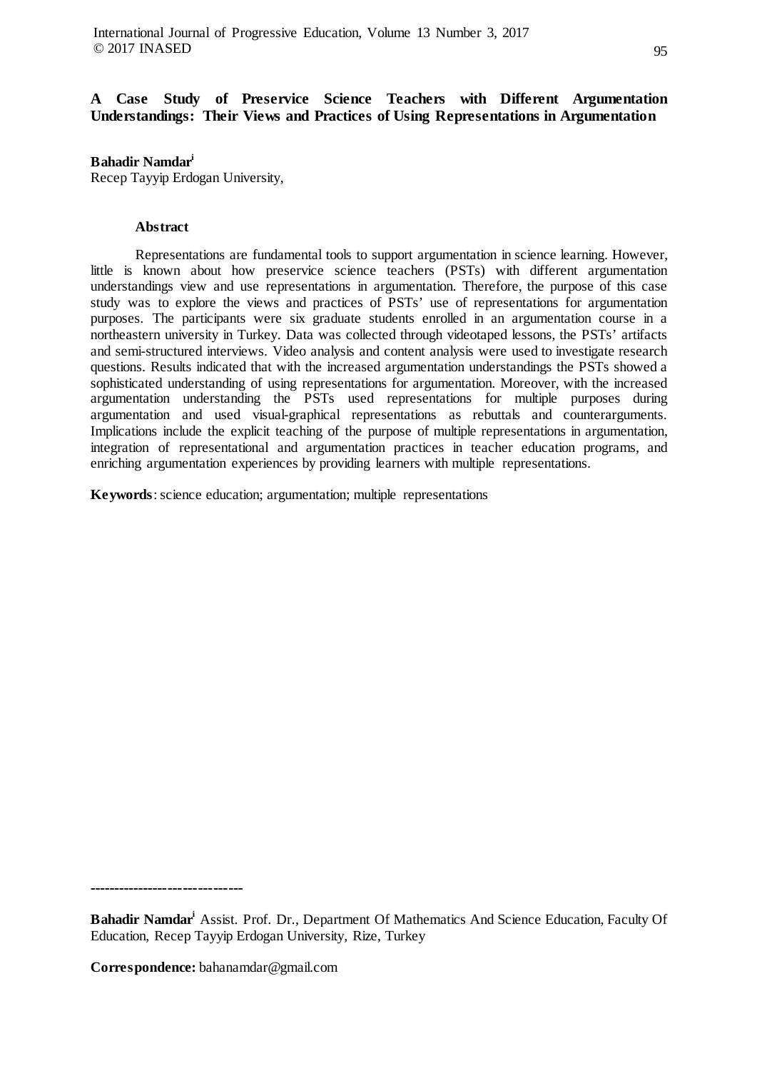# A Case Study of Preservice Science Teachers with Different Argumentation Understandings: Their Views and Practices of Using Representations in Argumentation

**Bahadir Namdar**[i]
Recep Tayyip Erdogan University,

## Abstract

Representations are fundamental tools to support argumentation in science learning. However, little is known about how preservice science teachers (PSTs) with different argumentation understandings view and use representations in argumentation. Therefore, the purpose of this case study was to explore the views and practices of PSTs' use of representations for argumentation purposes. The participants were six graduate students enrolled in an argumentation course in a northeastern university in Turkey. Data was collected through videotaped lessons, the PSTs' artifacts and semi-structured interviews. Video analysis and content analysis were used to investigate research questions. Results indicated that with the increased argumentation understandings the PSTs showed a sophisticated understanding of using representations for argumentation. Moreover, with the increased argumentation understanding the PSTs used representations for multiple purposes during argumentation and used visual-graphical representations as rebuttals and counterarguments. Implications include the explicit teaching of the purpose of multiple representations in argumentation, integration of representational and argumentation practices in teacher education programs, and enriching argumentation experiences by providing learners with multiple representations.

**Keywords**: science education; argumentation; multiple representations

---

**Bahadir Namdar**[i] Assist. Prof. Dr., Department Of Mathematics And Science Education, Faculty Of Education, Recep Tayyip Erdogan University, Rize, Turkey

**Correspondence:** bahanamdar@gmail.com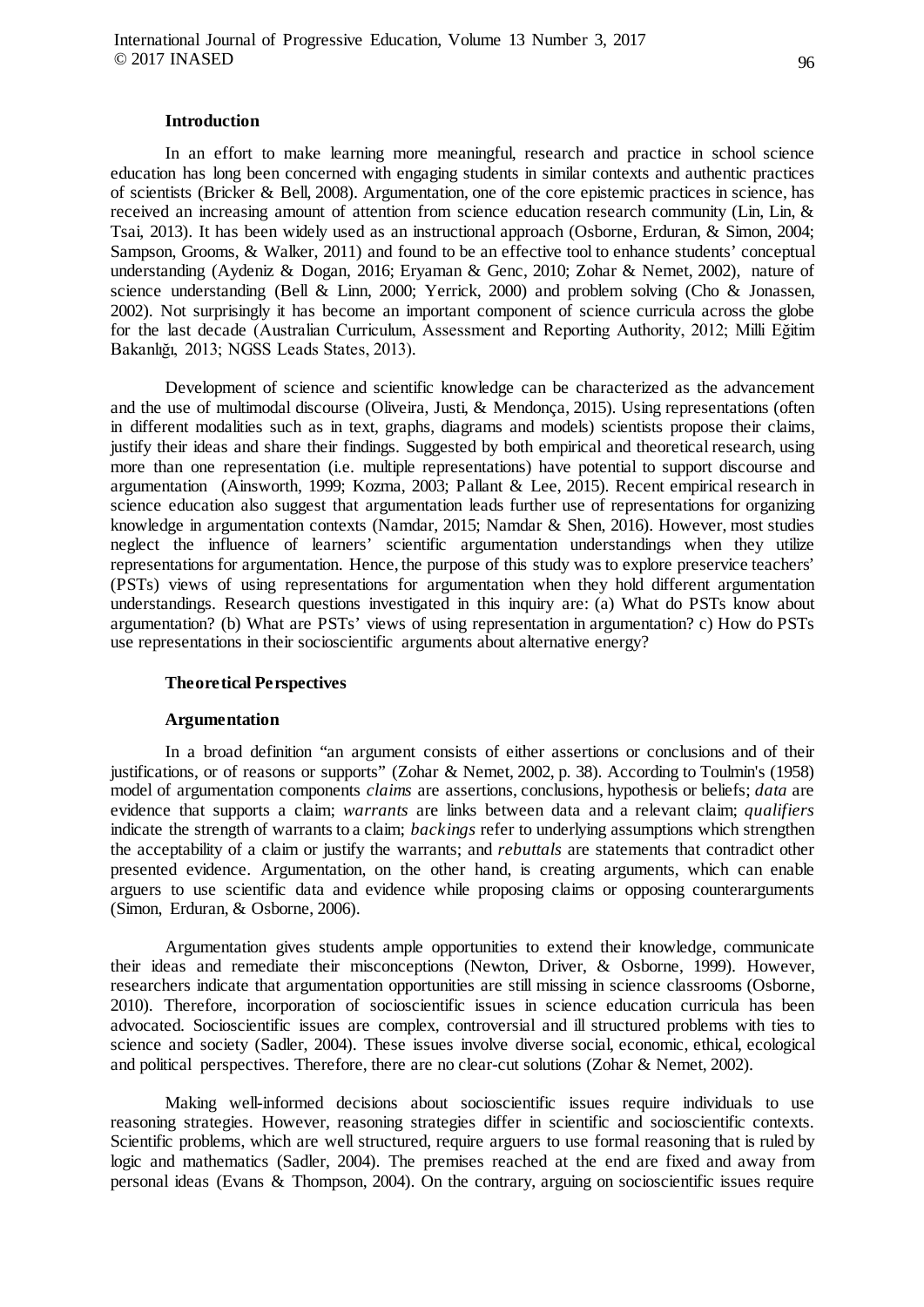## Introduction

In an effort to make learning more meaningful, research and practice in school science education has long been concerned with engaging students in similar contexts and authentic practices of scientists (Bricker & Bell, 2008). Argumentation, one of the core epistemic practices in science, has received an increasing amount of attention from science education research community (Lin, Lin, & Tsai, 2013). It has been widely used as an instructional approach (Osborne, Erduran, & Simon, 2004; Sampson, Grooms, & Walker, 2011) and found to be an effective tool to enhance students' conceptual understanding (Aydeniz & Dogan, 2016; Eryaman & Genc, 2010; Zohar & Nemet, 2002), nature of science understanding (Bell & Linn, 2000; Yerrick, 2000) and problem solving (Cho & Jonassen, 2002). Not surprisingly it has become an important component of science curricula across the globe for the last decade (Australian Curriculum, Assessment and Reporting Authority, 2012; Milli Eğitim Bakanlığı, 2013; NGSS Leads States, 2013).

Development of science and scientific knowledge can be characterized as the advancement and the use of multimodal discourse (Oliveira, Justi, & Mendonça, 2015). Using representations (often in different modalities such as in text, graphs, diagrams and models) scientists propose their claims, justify their ideas and share their findings. Suggested by both empirical and theoretical research, using more than one representation (i.e. multiple representations) have potential to support discourse and argumentation (Ainsworth, 1999; Kozma, 2003; Pallant & Lee, 2015). Recent empirical research in science education also suggest that argumentation leads further use of representations for organizing knowledge in argumentation contexts (Namdar, 2015; Namdar & Shen, 2016). However, most studies neglect the influence of learners' scientific argumentation understandings when they utilize representations for argumentation. Hence, the purpose of this study was to explore preservice teachers' (PSTs) views of using representations for argumentation when they hold different argumentation understandings. Research questions investigated in this inquiry are: (a) What do PSTs know about argumentation? (b) What are PSTs' views of using representation in argumentation? c) How do PSTs use representations in their socioscientific arguments about alternative energy?

## Theoretical Perspectives

### Argumentation

In a broad definition "an argument consists of either assertions or conclusions and of their justifications, or of reasons or supports" (Zohar & Nemet, 2002, p. 38). According to Toulmin's (1958) model of argumentation components *claims* are assertions, conclusions, hypothesis or beliefs; *data* are evidence that supports a claim; *warrants* are links between data and a relevant claim; *qualifiers* indicate the strength of warrants to a claim; *backings* refer to underlying assumptions which strengthen the acceptability of a claim or justify the warrants; and *rebuttals* are statements that contradict other presented evidence. Argumentation, on the other hand, is creating arguments, which can enable arguers to use scientific data and evidence while proposing claims or opposing counterarguments (Simon, Erduran, & Osborne, 2006).

Argumentation gives students ample opportunities to extend their knowledge, communicate their ideas and remediate their misconceptions (Newton, Driver, & Osborne, 1999). However, researchers indicate that argumentation opportunities are still missing in science classrooms (Osborne, 2010). Therefore, incorporation of socioscientific issues in science education curricula has been advocated. Socioscientific issues are complex, controversial and ill structured problems with ties to science and society (Sadler, 2004). These issues involve diverse social, economic, ethical, ecological and political perspectives. Therefore, there are no clear-cut solutions (Zohar & Nemet, 2002).

Making well-informed decisions about socioscientific issues require individuals to use reasoning strategies. However, reasoning strategies differ in scientific and socioscientific contexts. Scientific problems, which are well structured, require arguers to use formal reasoning that is ruled by logic and mathematics (Sadler, 2004). The premises reached at the end are fixed and away from personal ideas (Evans & Thompson, 2004). On the contrary, arguing on socioscientific issues require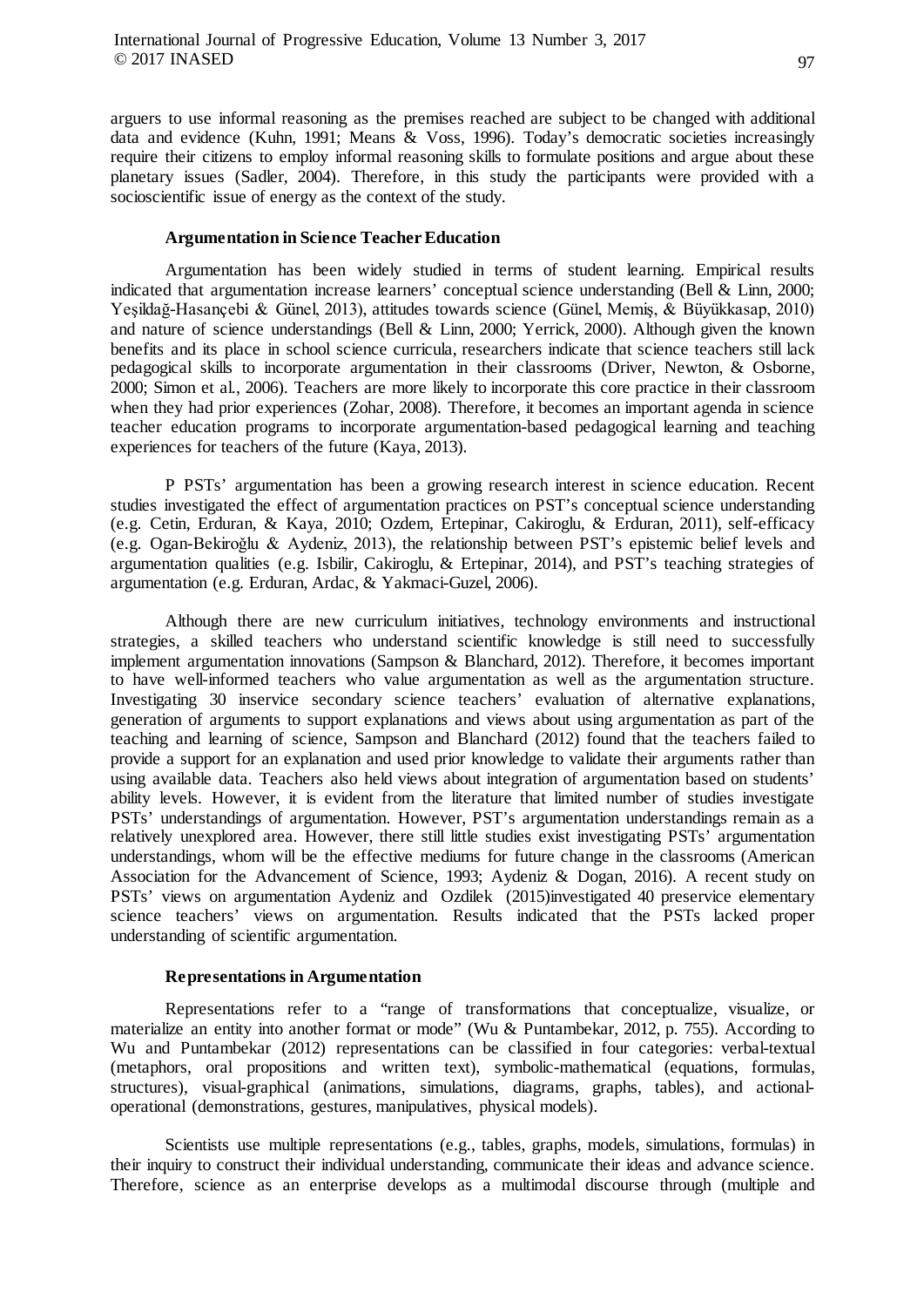arguers to use informal reasoning as the premises reached are subject to be changed with additional data and evidence (Kuhn, 1991; Means & Voss, 1996). Today's democratic societies increasingly require their citizens to employ informal reasoning skills to formulate positions and argue about these planetary issues (Sadler, 2004). Therefore, in this study the participants were provided with a socioscientific issue of energy as the context of the study.

### Argumentation in Science Teacher Education

Argumentation has been widely studied in terms of student learning. Empirical results indicated that argumentation increase learners' conceptual science understanding (Bell & Linn, 2000; Yeşildağ-Hasançebi & Günel, 2013), attitudes towards science (Günel, Memiş, & Büyükkasap, 2010) and nature of science understandings (Bell & Linn, 2000; Yerrick, 2000). Although given the known benefits and its place in school science curricula, researchers indicate that science teachers still lack pedagogical skills to incorporate argumentation in their classrooms (Driver, Newton, & Osborne, 2000; Simon et al., 2006). Teachers are more likely to incorporate this core practice in their classroom when they had prior experiences (Zohar, 2008). Therefore, it becomes an important agenda in science teacher education programs to incorporate argumentation-based pedagogical learning and teaching experiences for teachers of the future (Kaya, 2013).

P PSTs' argumentation has been a growing research interest in science education. Recent studies investigated the effect of argumentation practices on PST's conceptual science understanding (e.g. Cetin, Erduran, & Kaya, 2010; Ozdem, Ertepinar, Cakiroglu, & Erduran, 2011), self-efficacy (e.g. Ogan-Bekiroğlu & Aydeniz, 2013), the relationship between PST's epistemic belief levels and argumentation qualities (e.g. Isbilir, Cakiroglu, & Ertepinar, 2014), and PST's teaching strategies of argumentation (e.g. Erduran, Ardac, & Yakmaci-Guzel, 2006).

Although there are new curriculum initiatives, technology environments and instructional strategies, a skilled teachers who understand scientific knowledge is still need to successfully implement argumentation innovations (Sampson & Blanchard, 2012). Therefore, it becomes important to have well-informed teachers who value argumentation as well as the argumentation structure. Investigating 30 inservice secondary science teachers' evaluation of alternative explanations, generation of arguments to support explanations and views about using argumentation as part of the teaching and learning of science, Sampson and Blanchard (2012) found that the teachers failed to provide a support for an explanation and used prior knowledge to validate their arguments rather than using available data. Teachers also held views about integration of argumentation based on students' ability levels. However, it is evident from the literature that limited number of studies investigate PSTs' understandings of argumentation. However, PST's argumentation understandings remain as a relatively unexplored area. However, there still little studies exist investigating PSTs' argumentation understandings, whom will be the effective mediums for future change in the classrooms (American Association for the Advancement of Science, 1993; Aydeniz & Dogan, 2016). A recent study on PSTs' views on argumentation Aydeniz and Ozdilek (2015)investigated 40 preservice elementary science teachers' views on argumentation. Results indicated that the PSTs lacked proper understanding of scientific argumentation.

### Representations in Argumentation

Representations refer to a "range of transformations that conceptualize, visualize, or materialize an entity into another format or mode" (Wu & Puntambekar, 2012, p. 755). According to Wu and Puntambekar (2012) representations can be classified in four categories: verbal-textual (metaphors, oral propositions and written text), symbolic-mathematical (equations, formulas, structures), visual-graphical (animations, simulations, diagrams, graphs, tables), and actional-operational (demonstrations, gestures, manipulatives, physical models).

Scientists use multiple representations (e.g., tables, graphs, models, simulations, formulas) in their inquiry to construct their individual understanding, communicate their ideas and advance science. Therefore, science as an enterprise develops as a multimodal discourse through (multiple and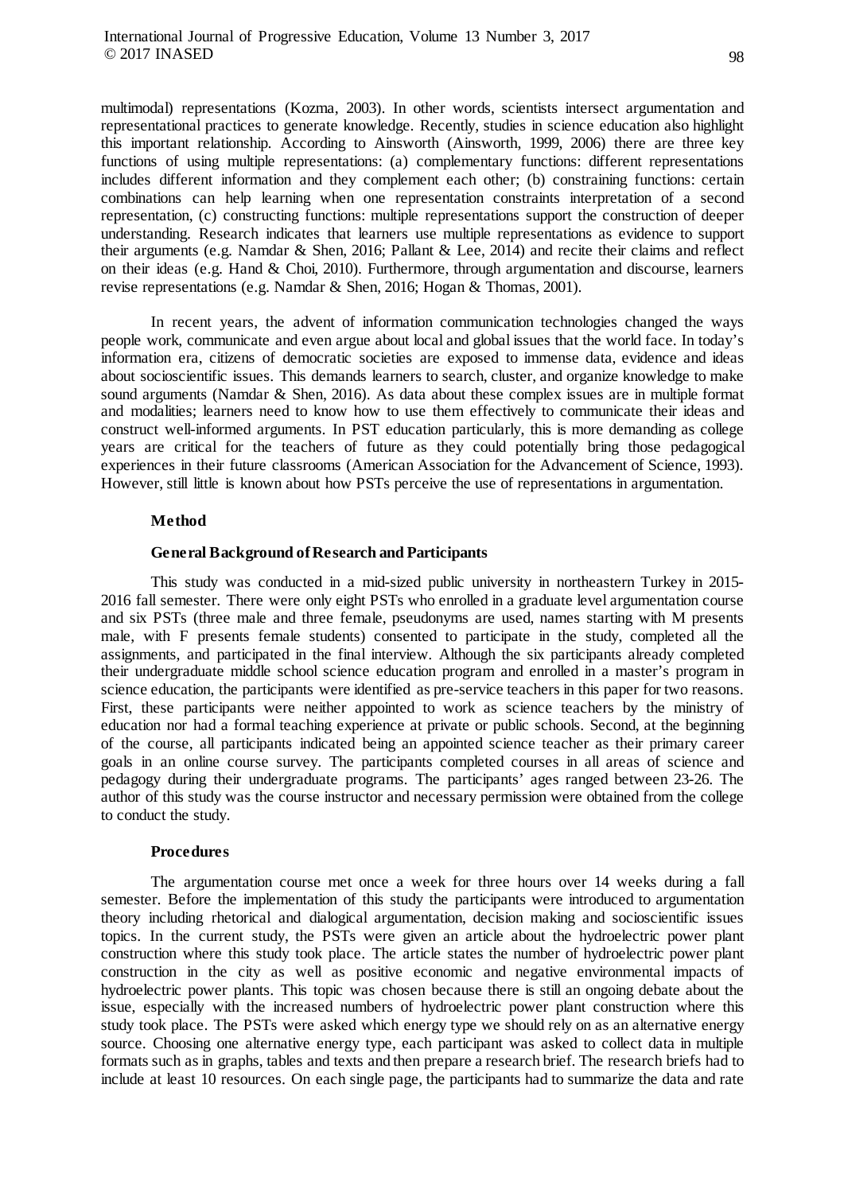multimodal) representations (Kozma, 2003). In other words, scientists intersect argumentation and representational practices to generate knowledge. Recently, studies in science education also highlight this important relationship. According to Ainsworth (Ainsworth, 1999, 2006) there are three key functions of using multiple representations: (a) complementary functions: different representations includes different information and they complement each other; (b) constraining functions: certain combinations can help learning when one representation constraints interpretation of a second representation, (c) constructing functions: multiple representations support the construction of deeper understanding. Research indicates that learners use multiple representations as evidence to support their arguments (e.g. Namdar & Shen, 2016; Pallant & Lee, 2014) and recite their claims and reflect on their ideas (e.g. Hand & Choi, 2010). Furthermore, through argumentation and discourse, learners revise representations (e.g. Namdar & Shen, 2016; Hogan & Thomas, 2001).

In recent years, the advent of information communication technologies changed the ways people work, communicate and even argue about local and global issues that the world face. In today's information era, citizens of democratic societies are exposed to immense data, evidence and ideas about socioscientific issues. This demands learners to search, cluster, and organize knowledge to make sound arguments (Namdar & Shen, 2016). As data about these complex issues are in multiple format and modalities; learners need to know how to use them effectively to communicate their ideas and construct well-informed arguments. In PST education particularly, this is more demanding as college years are critical for the teachers of future as they could potentially bring those pedagogical experiences in their future classrooms (American Association for the Advancement of Science, 1993). However, still little is known about how PSTs perceive the use of representations in argumentation.

## Method

### General Background of Research and Participants

This study was conducted in a mid-sized public university in northeastern Turkey in 2015-2016 fall semester. There were only eight PSTs who enrolled in a graduate level argumentation course and six PSTs (three male and three female, pseudonyms are used, names starting with M presents male, with F presents female students) consented to participate in the study, completed all the assignments, and participated in the final interview. Although the six participants already completed their undergraduate middle school science education program and enrolled in a master's program in science education, the participants were identified as pre-service teachers in this paper for two reasons. First, these participants were neither appointed to work as science teachers by the ministry of education nor had a formal teaching experience at private or public schools. Second, at the beginning of the course, all participants indicated being an appointed science teacher as their primary career goals in an online course survey. The participants completed courses in all areas of science and pedagogy during their undergraduate programs. The participants' ages ranged between 23-26. The author of this study was the course instructor and necessary permission were obtained from the college to conduct the study.

### Procedures

The argumentation course met once a week for three hours over 14 weeks during a fall semester. Before the implementation of this study the participants were introduced to argumentation theory including rhetorical and dialogical argumentation, decision making and socioscientific issues topics. In the current study, the PSTs were given an article about the hydroelectric power plant construction where this study took place. The article states the number of hydroelectric power plant construction in the city as well as positive economic and negative environmental impacts of hydroelectric power plants. This topic was chosen because there is still an ongoing debate about the issue, especially with the increased numbers of hydroelectric power plant construction where this study took place. The PSTs were asked which energy type we should rely on as an alternative energy source. Choosing one alternative energy type, each participant was asked to collect data in multiple formats such as in graphs, tables and texts and then prepare a research brief. The research briefs had to include at least 10 resources. On each single page, the participants had to summarize the data and rate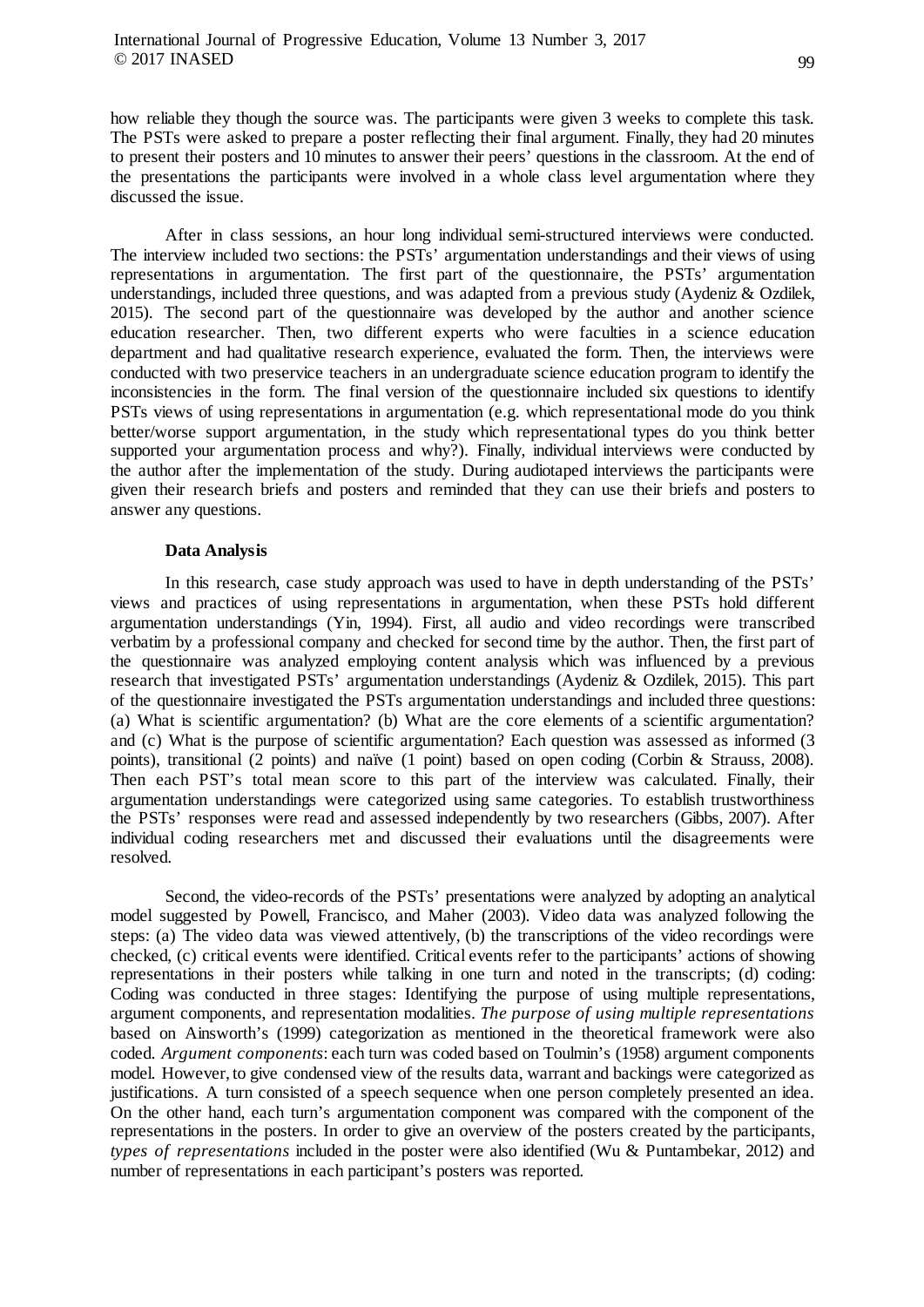how reliable they though the source was. The participants were given 3 weeks to complete this task. The PSTs were asked to prepare a poster reflecting their final argument. Finally, they had 20 minutes to present their posters and 10 minutes to answer their peers' questions in the classroom. At the end of the presentations the participants were involved in a whole class level argumentation where they discussed the issue.

After in class sessions, an hour long individual semi-structured interviews were conducted. The interview included two sections: the PSTs' argumentation understandings and their views of using representations in argumentation. The first part of the questionnaire, the PSTs' argumentation understandings, included three questions, and was adapted from a previous study (Aydeniz & Ozdilek, 2015). The second part of the questionnaire was developed by the author and another science education researcher. Then, two different experts who were faculties in a science education department and had qualitative research experience, evaluated the form. Then, the interviews were conducted with two preservice teachers in an undergraduate science education program to identify the inconsistencies in the form. The final version of the questionnaire included six questions to identify PSTs views of using representations in argumentation (e.g. which representational mode do you think better/worse support argumentation, in the study which representational types do you think better supported your argumentation process and why?). Finally, individual interviews were conducted by the author after the implementation of the study. During audiotaped interviews the participants were given their research briefs and posters and reminded that they can use their briefs and posters to answer any questions.

### Data Analysis

In this research, case study approach was used to have in depth understanding of the PSTs' views and practices of using representations in argumentation, when these PSTs hold different argumentation understandings (Yin, 1994). First, all audio and video recordings were transcribed verbatim by a professional company and checked for second time by the author. Then, the first part of the questionnaire was analyzed employing content analysis which was influenced by a previous research that investigated PSTs' argumentation understandings (Aydeniz & Ozdilek, 2015). This part of the questionnaire investigated the PSTs argumentation understandings and included three questions: (a) What is scientific argumentation? (b) What are the core elements of a scientific argumentation? and (c) What is the purpose of scientific argumentation? Each question was assessed as informed (3 points), transitional (2 points) and naïve (1 point) based on open coding (Corbin & Strauss, 2008). Then each PST's total mean score to this part of the interview was calculated. Finally, their argumentation understandings were categorized using same categories. To establish trustworthiness the PSTs' responses were read and assessed independently by two researchers (Gibbs, 2007). After individual coding researchers met and discussed their evaluations until the disagreements were resolved.

Second, the video-records of the PSTs' presentations were analyzed by adopting an analytical model suggested by Powell, Francisco, and Maher (2003). Video data was analyzed following the steps: (a) The video data was viewed attentively, (b) the transcriptions of the video recordings were checked, (c) critical events were identified. Critical events refer to the participants' actions of showing representations in their posters while talking in one turn and noted in the transcripts; (d) coding: Coding was conducted in three stages: Identifying the purpose of using multiple representations, argument components, and representation modalities. *The purpose of using multiple representations* based on Ainsworth's (1999) categorization as mentioned in the theoretical framework were also coded. *Argument components*: each turn was coded based on Toulmin's (1958) argument components model. However, to give condensed view of the results data, warrant and backings were categorized as justifications. A turn consisted of a speech sequence when one person completely presented an idea. On the other hand, each turn's argumentation component was compared with the component of the representations in the posters. In order to give an overview of the posters created by the participants, *types of representations* included in the poster were also identified (Wu & Puntambekar, 2012) and number of representations in each participant's posters was reported.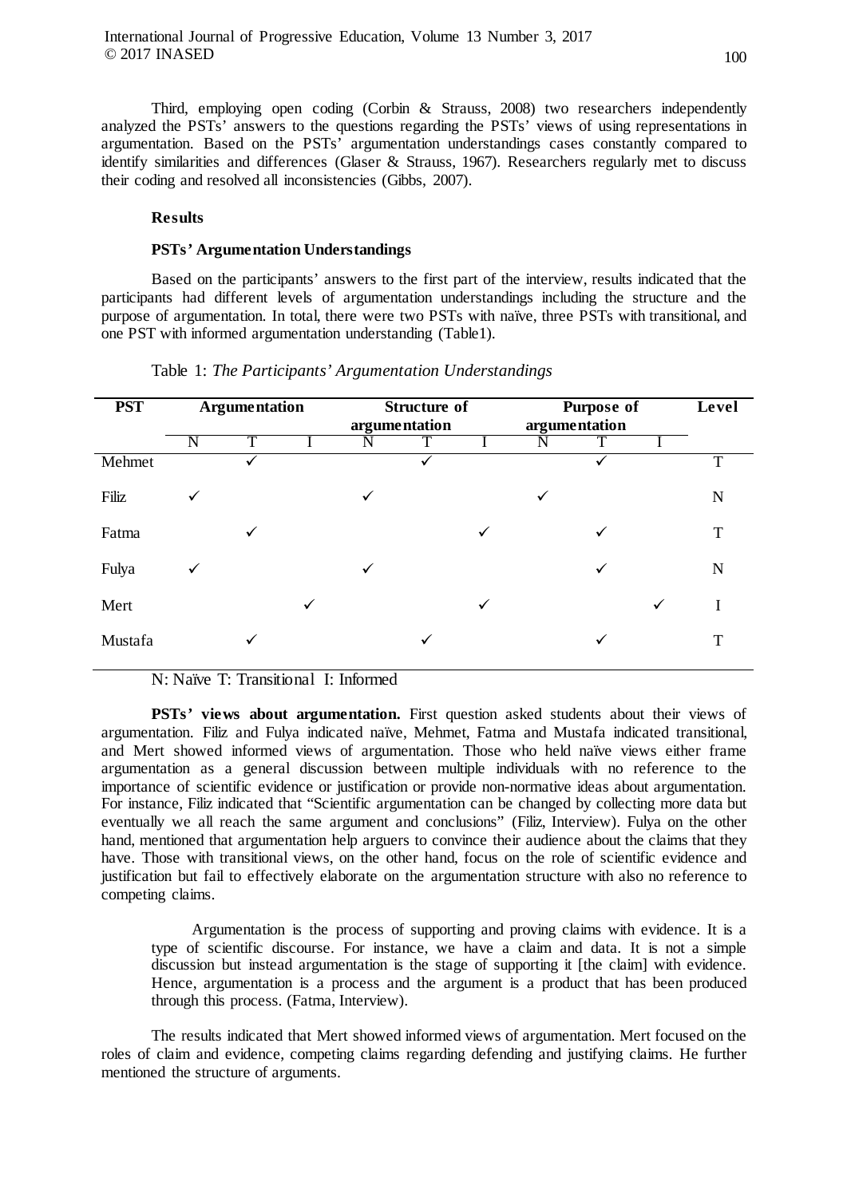Third, employing open coding (Corbin & Strauss, 2008) two researchers independently analyzed the PSTs' answers to the questions regarding the PSTs' views of using representations in argumentation. Based on the PSTs' argumentation understandings cases constantly compared to identify similarities and differences (Glaser & Strauss, 1967). Researchers regularly met to discuss their coding and resolved all inconsistencies (Gibbs, 2007).

## Results

### PSTs' Argumentation Understandings

Based on the participants' answers to the first part of the interview, results indicated that the participants had different levels of argumentation understandings including the structure and the purpose of argumentation. In total, there were two PSTs with naïve, three PSTs with transitional, and one PST with informed argumentation understanding (Table1).

Table 1: *The Participants' Argumentation Understandings*

| PST | Argumentation | | | Structure of argumentation | | | Purpose of argumentation | | | Level |
|---|---|---|---|---|---|---|---|---|---|---|
| | N | T | I | N | T | I | N | T | I | |
| Mehmet | | ✓ | | | ✓ | | | ✓ | | T |
| Filiz | ✓ | | | ✓ | | | ✓ | | | N |
| Fatma | | ✓ | | | | ✓ | | ✓ | | T |
| Fulya | ✓ | | | ✓ | | | | ✓ | | N |
| Mert | | | ✓ | | | ✓ | | | ✓ | I |
| Mustafa | | ✓ | | | ✓ | | | ✓ | | T |

N: Naïve T: Transitional I: Informed

**PSTs' views about argumentation.** First question asked students about their views of argumentation. Filiz and Fulya indicated naïve, Mehmet, Fatma and Mustafa indicated transitional, and Mert showed informed views of argumentation. Those who held naïve views either frame argumentation as a general discussion between multiple individuals with no reference to the importance of scientific evidence or justification or provide non-normative ideas about argumentation. For instance, Filiz indicated that "Scientific argumentation can be changed by collecting more data but eventually we all reach the same argument and conclusions" (Filiz, Interview). Fulya on the other hand, mentioned that argumentation help arguers to convince their audience about the claims that they have. Those with transitional views, on the other hand, focus on the role of scientific evidence and justification but fail to effectively elaborate on the argumentation structure with also no reference to competing claims.

> Argumentation is the process of supporting and proving claims with evidence. It is a type of scientific discourse. For instance, we have a claim and data. It is not a simple discussion but instead argumentation is the stage of supporting it [the claim] with evidence. Hence, argumentation is a process and the argument is a product that has been produced through this process. (Fatma, Interview).

The results indicated that Mert showed informed views of argumentation. Mert focused on the roles of claim and evidence, competing claims regarding defending and justifying claims. He further mentioned the structure of arguments.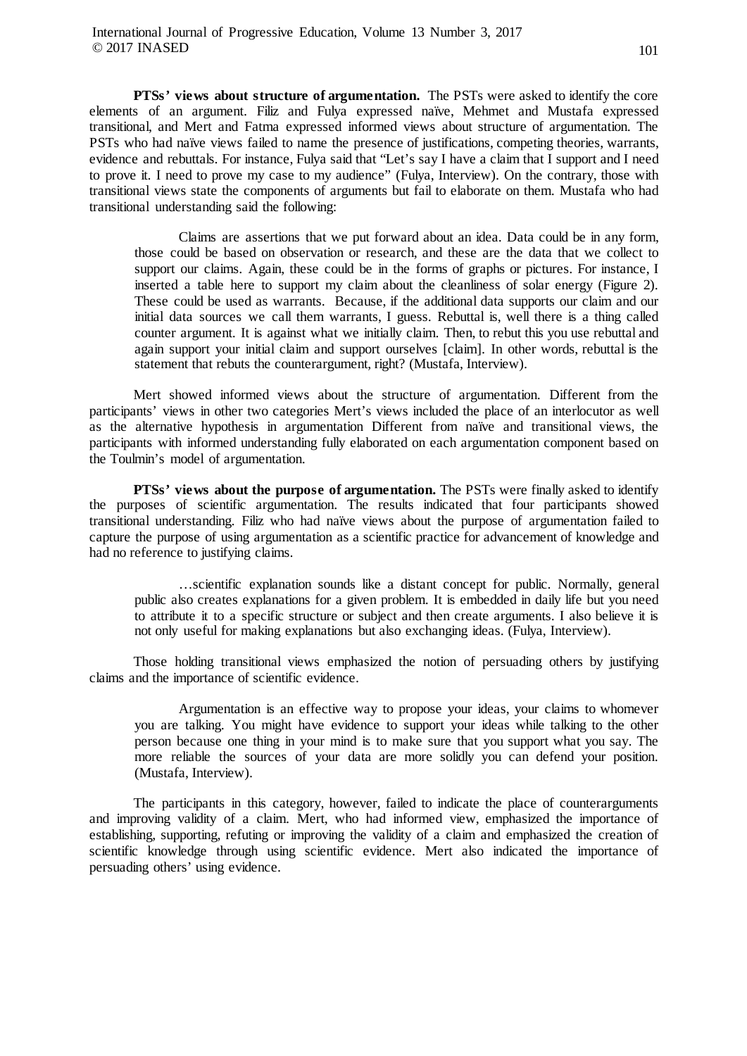**PTSs' views about structure of argumentation.** The PSTs were asked to identify the core elements of an argument. Filiz and Fulya expressed naïve, Mehmet and Mustafa expressed transitional, and Mert and Fatma expressed informed views about structure of argumentation. The PSTs who had naïve views failed to name the presence of justifications, competing theories, warrants, evidence and rebuttals. For instance, Fulya said that "Let's say I have a claim that I support and I need to prove it. I need to prove my case to my audience" (Fulya, Interview). On the contrary, those with transitional views state the components of arguments but fail to elaborate on them. Mustafa who had transitional understanding said the following:

> Claims are assertions that we put forward about an idea. Data could be in any form, those could be based on observation or research, and these are the data that we collect to support our claims. Again, these could be in the forms of graphs or pictures. For instance, I inserted a table here to support my claim about the cleanliness of solar energy (Figure 2). These could be used as warrants. Because, if the additional data supports our claim and our initial data sources we call them warrants, I guess. Rebuttal is, well there is a thing called counter argument. It is against what we initially claim. Then, to rebut this you use rebuttal and again support your initial claim and support ourselves [claim]. In other words, rebuttal is the statement that rebuts the counterargument, right? (Mustafa, Interview).

Mert showed informed views about the structure of argumentation. Different from the participants' views in other two categories Mert's views included the place of an interlocutor as well as the alternative hypothesis in argumentation Different from naïve and transitional views, the participants with informed understanding fully elaborated on each argumentation component based on the Toulmin's model of argumentation.

**PTSs' views about the purpose of argumentation.** The PSTs were finally asked to identify the purposes of scientific argumentation. The results indicated that four participants showed transitional understanding. Filiz who had naïve views about the purpose of argumentation failed to capture the purpose of using argumentation as a scientific practice for advancement of knowledge and had no reference to justifying claims.

> …scientific explanation sounds like a distant concept for public. Normally, general public also creates explanations for a given problem. It is embedded in daily life but you need to attribute it to a specific structure or subject and then create arguments. I also believe it is not only useful for making explanations but also exchanging ideas. (Fulya, Interview).

Those holding transitional views emphasized the notion of persuading others by justifying claims and the importance of scientific evidence.

> Argumentation is an effective way to propose your ideas, your claims to whomever you are talking. You might have evidence to support your ideas while talking to the other person because one thing in your mind is to make sure that you support what you say. The more reliable the sources of your data are more solidly you can defend your position. (Mustafa, Interview).

The participants in this category, however, failed to indicate the place of counterarguments and improving validity of a claim. Mert, who had informed view, emphasized the importance of establishing, supporting, refuting or improving the validity of a claim and emphasized the creation of scientific knowledge through using scientific evidence. Mert also indicated the importance of persuading others' using evidence.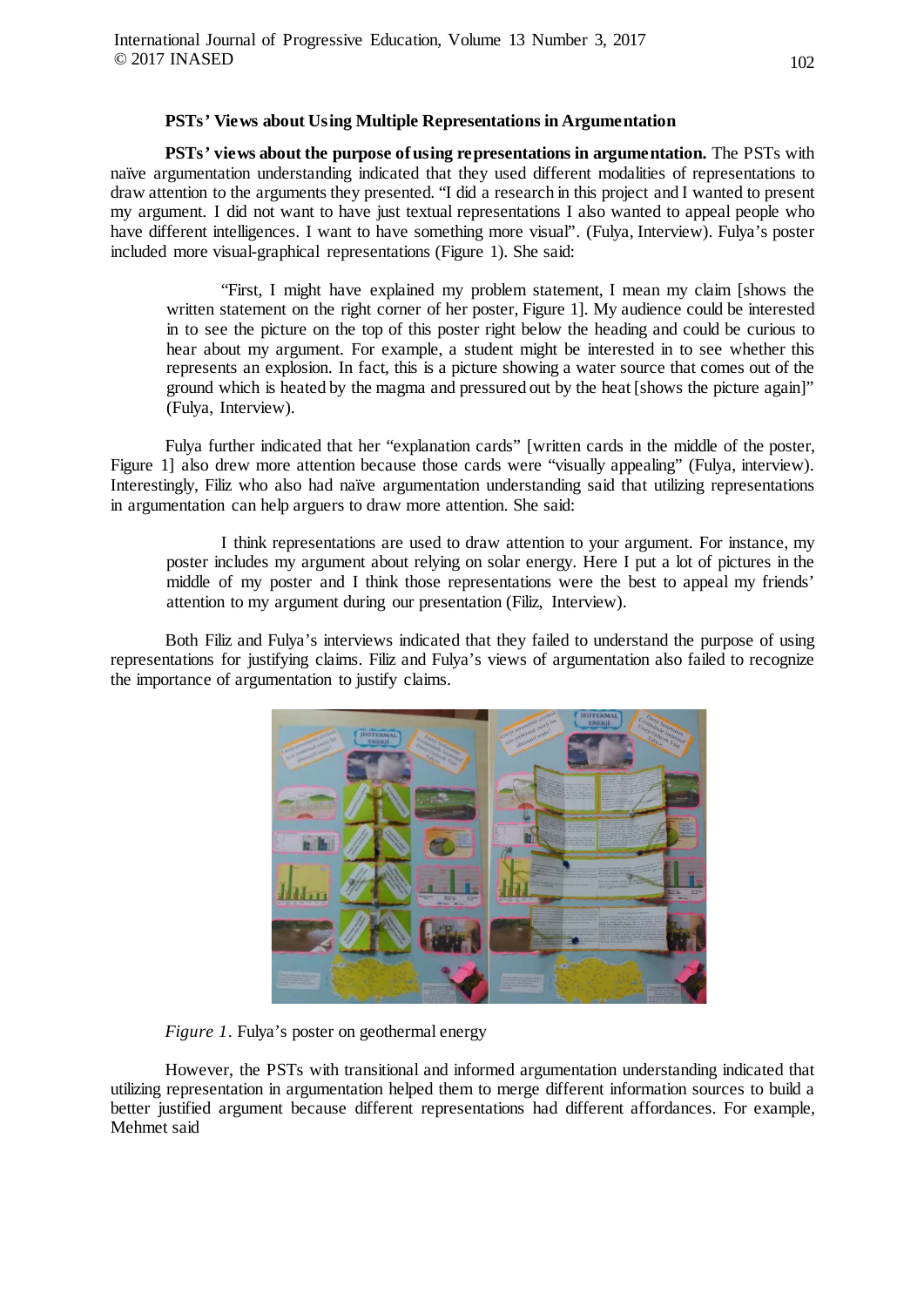### PSTs' Views about Using Multiple Representations in Argumentation

**PSTs' views about the purpose of using representations in argumentation.** The PSTs with naïve argumentation understanding indicated that they used different modalities of representations to draw attention to the arguments they presented. "I did a research in this project and I wanted to present my argument. I did not want to have just textual representations I also wanted to appeal people who have different intelligences. I want to have something more visual". (Fulya, Interview). Fulya's poster included more visual-graphical representations (Figure 1). She said:

> "First, I might have explained my problem statement, I mean my claim [shows the written statement on the right corner of her poster, Figure 1]. My audience could be interested in to see the picture on the top of this poster right below the heading and could be curious to hear about my argument. For example, a student might be interested in to see whether this represents an explosion. In fact, this is a picture showing a water source that comes out of the ground which is heated by the magma and pressured out by the heat [shows the picture again]" (Fulya, Interview).

Fulya further indicated that her "explanation cards" [written cards in the middle of the poster, Figure 1] also drew more attention because those cards were "visually appealing" (Fulya, interview). Interestingly, Filiz who also had naïve argumentation understanding said that utilizing representations in argumentation can help arguers to draw more attention. She said:

> I think representations are used to draw attention to your argument. For instance, my poster includes my argument about relying on solar energy. Here I put a lot of pictures in the middle of my poster and I think those representations were the best to appeal my friends' attention to my argument during our presentation (Filiz, Interview).

Both Filiz and Fulya's interviews indicated that they failed to understand the purpose of using representations for justifying claims. Filiz and Fulya's views of argumentation also failed to recognize the importance of argumentation to justify claims.

*Figure 1*. Fulya's poster on geothermal energy

However, the PSTs with transitional and informed argumentation understanding indicated that utilizing representation in argumentation helped them to merge different information sources to build a better justified argument because different representations had different affordances. For example, Mehmet said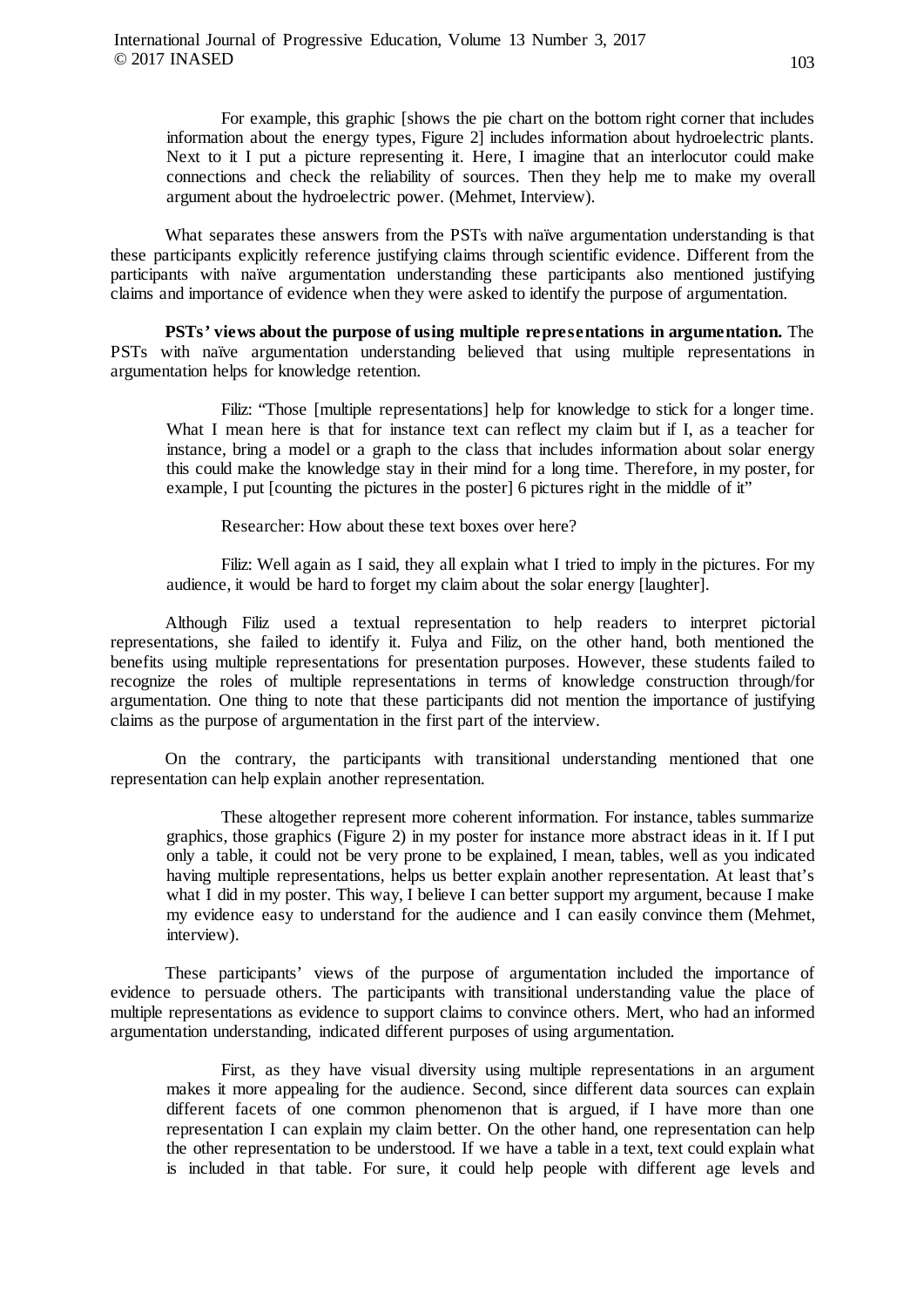> For example, this graphic [shows the pie chart on the bottom right corner that includes information about the energy types, Figure 2] includes information about hydroelectric plants. Next to it I put a picture representing it. Here, I imagine that an interlocutor could make connections and check the reliability of sources. Then they help me to make my overall argument about the hydroelectric power. (Mehmet, Interview).

What separates these answers from the PSTs with naïve argumentation understanding is that these participants explicitly reference justifying claims through scientific evidence. Different from the participants with naïve argumentation understanding these participants also mentioned justifying claims and importance of evidence when they were asked to identify the purpose of argumentation.

**PSTs' views about the purpose of using multiple representations in argumentation.** The PSTs with naïve argumentation understanding believed that using multiple representations in argumentation helps for knowledge retention.

> Filiz: "Those [multiple representations] help for knowledge to stick for a longer time. What I mean here is that for instance text can reflect my claim but if I, as a teacher for instance, bring a model or a graph to the class that includes information about solar energy this could make the knowledge stay in their mind for a long time. Therefore, in my poster, for example, I put [counting the pictures in the poster] 6 pictures right in the middle of it"
>
> Researcher: How about these text boxes over here?
>
> Filiz: Well again as I said, they all explain what I tried to imply in the pictures. For my audience, it would be hard to forget my claim about the solar energy [laughter].

Although Filiz used a textual representation to help readers to interpret pictorial representations, she failed to identify it. Fulya and Filiz, on the other hand, both mentioned the benefits using multiple representations for presentation purposes. However, these students failed to recognize the roles of multiple representations in terms of knowledge construction through/for argumentation. One thing to note that these participants did not mention the importance of justifying claims as the purpose of argumentation in the first part of the interview.

On the contrary, the participants with transitional understanding mentioned that one representation can help explain another representation.

> These altogether represent more coherent information. For instance, tables summarize graphics, those graphics (Figure 2) in my poster for instance more abstract ideas in it. If I put only a table, it could not be very prone to be explained, I mean, tables, well as you indicated having multiple representations, helps us better explain another representation. At least that's what I did in my poster. This way, I believe I can better support my argument, because I make my evidence easy to understand for the audience and I can easily convince them (Mehmet, interview).

These participants' views of the purpose of argumentation included the importance of evidence to persuade others. The participants with transitional understanding value the place of multiple representations as evidence to support claims to convince others. Mert, who had an informed argumentation understanding, indicated different purposes of using argumentation.

> First, as they have visual diversity using multiple representations in an argument makes it more appealing for the audience. Second, since different data sources can explain different facets of one common phenomenon that is argued, if I have more than one representation I can explain my claim better. On the other hand, one representation can help the other representation to be understood. If we have a table in a text, text could explain what is included in that table. For sure, it could help people with different age levels and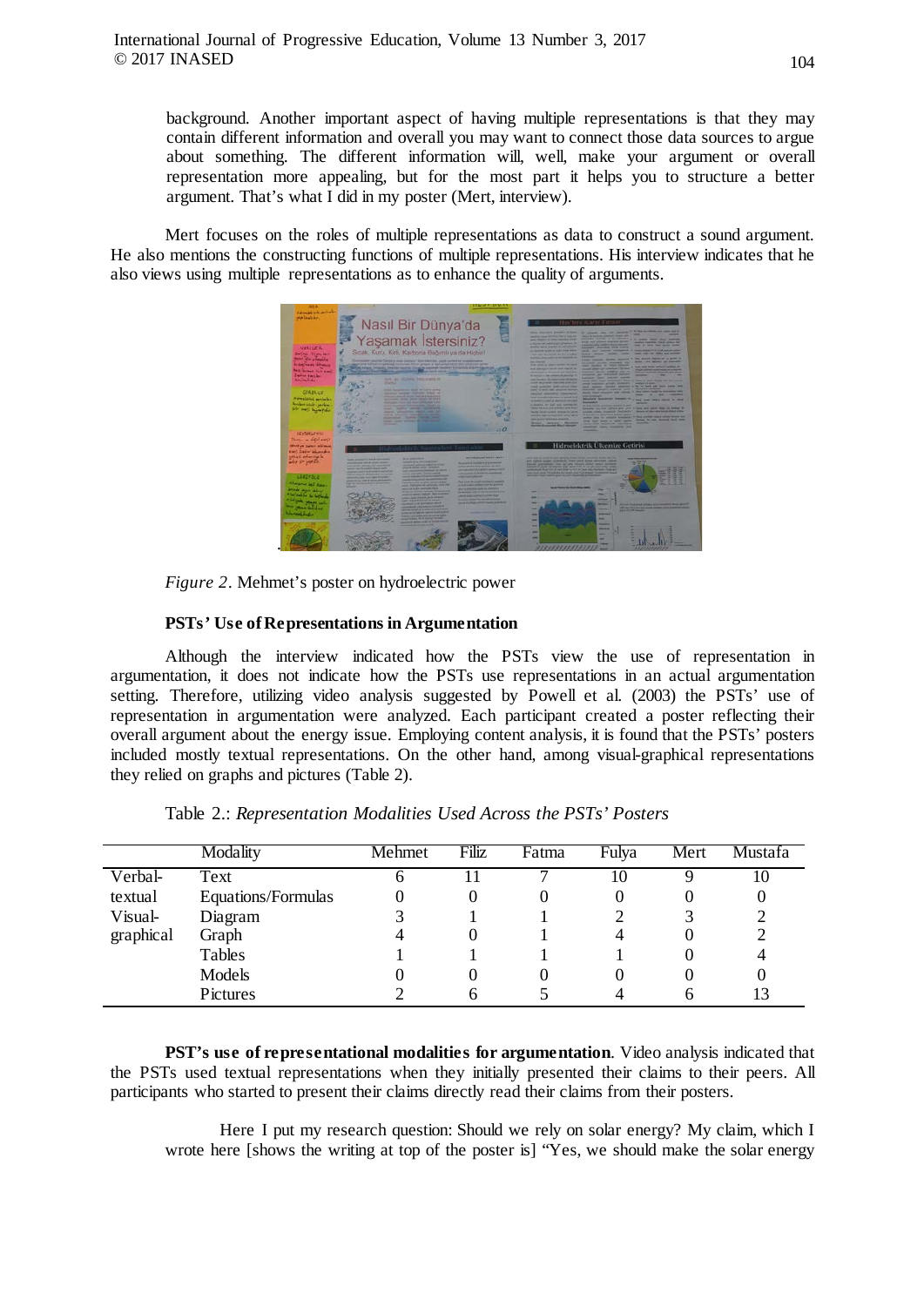background. Another important aspect of having multiple representations is that they may contain different information and overall you may want to connect those data sources to argue about something. The different information will, well, make your argument or overall representation more appealing, but for the most part it helps you to structure a better argument. That's what I did in my poster (Mert, interview).

Mert focuses on the roles of multiple representations as data to construct a sound argument. He also mentions the constructing functions of multiple representations. His interview indicates that he also views using multiple representations as to enhance the quality of arguments.

*Figure 2*. Mehmet's poster on hydroelectric power

### PSTs' Use of Representations in Argumentation

Although the interview indicated how the PSTs view the use of representation in argumentation, it does not indicate how the PSTs use representations in an actual argumentation setting. Therefore, utilizing video analysis suggested by Powell et al. (2003) the PSTs' use of representation in argumentation were analyzed. Each participant created a poster reflecting their overall argument about the energy issue. Employing content analysis, it is found that the PSTs' posters included mostly textual representations. On the other hand, among visual-graphical representations they relied on graphs and pictures (Table 2).

Table 2.: *Representation Modalities Used Across the PSTs' Posters*

| | Modality | Mehmet | Filiz | Fatma | Fulya | Mert | Mustafa |
|---|---|---|---|---|---|---|---|
| Verbal-textual | Text | 6 | 11 | 7 | 10 | 9 | 10 |
| | Equations/Formulas | 0 | 0 | 0 | 0 | 0 | 0 |
| Visual-graphical | Diagram | 3 | 1 | 1 | 2 | 3 | 2 |
| | Graph | 4 | 0 | 1 | 4 | 0 | 2 |
| | Tables | 1 | 1 | 1 | 1 | 0 | 4 |
| | Models | 0 | 0 | 0 | 0 | 0 | 0 |
| | Pictures | 2 | 6 | 5 | 4 | 6 | 13 |

**PST's use of representational modalities for argumentation**. Video analysis indicated that the PSTs used textual representations when they initially presented their claims to their peers. All participants who started to present their claims directly read their claims from their posters.

> Here I put my research question: Should we rely on solar energy? My claim, which I wrote here [shows the writing at top of the poster is] "Yes, we should make the solar energy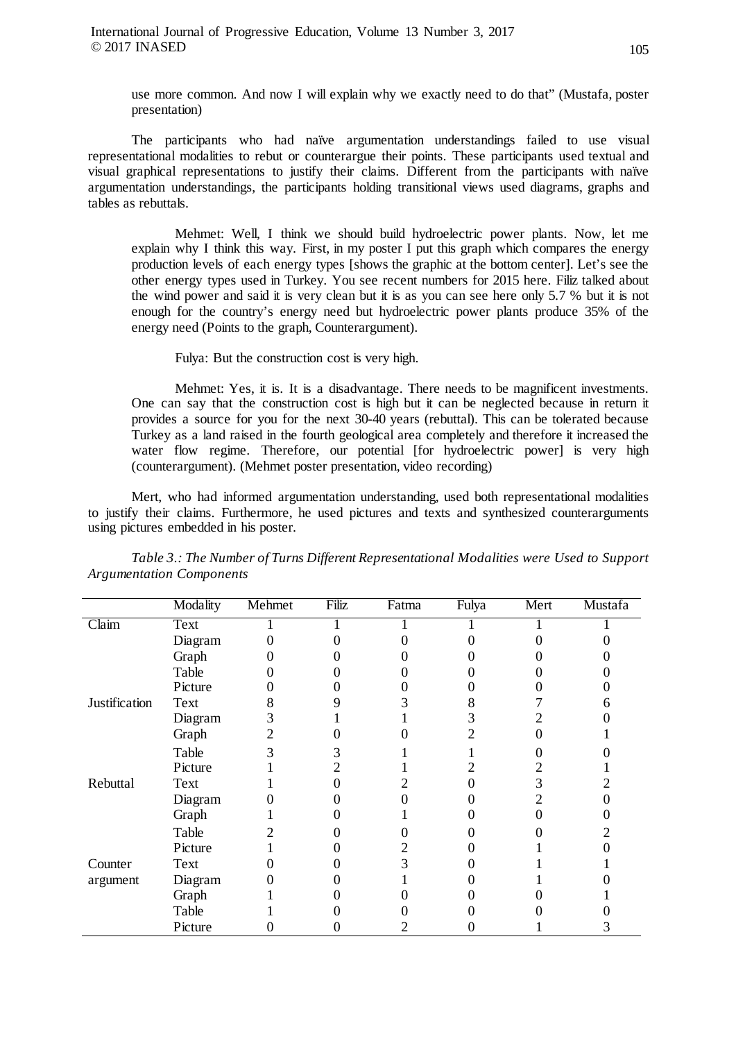use more common. And now I will explain why we exactly need to do that" (Mustafa, poster presentation)

The participants who had naïve argumentation understandings failed to use visual representational modalities to rebut or counterargue their points. These participants used textual and visual graphical representations to justify their claims. Different from the participants with naïve argumentation understandings, the participants holding transitional views used diagrams, graphs and tables as rebuttals.

> Mehmet: Well, I think we should build hydroelectric power plants. Now, let me explain why I think this way. First, in my poster I put this graph which compares the energy production levels of each energy types [shows the graphic at the bottom center]. Let's see the other energy types used in Turkey. You see recent numbers for 2015 here. Filiz talked about the wind power and said it is very clean but it is as you can see here only 5.7 % but it is not enough for the country's energy need but hydroelectric power plants produce 35% of the energy need (Points to the graph, Counterargument).
>
> Fulya: But the construction cost is very high.
>
> Mehmet: Yes, it is. It is a disadvantage. There needs to be magnificent investments. One can say that the construction cost is high but it can be neglected because in return it provides a source for you for the next 30-40 years (rebuttal). This can be tolerated because Turkey as a land raised in the fourth geological area completely and therefore it increased the water flow regime. Therefore, our potential [for hydroelectric power] is very high (counterargument). (Mehmet poster presentation, video recording)

Mert, who had informed argumentation understanding, used both representational modalities to justify their claims. Furthermore, he used pictures and texts and synthesized counterarguments using pictures embedded in his poster.

*Table 3.: The Number of Turns Different Representational Modalities were Used to Support Argumentation Components*

| | Modality | Mehmet | Filiz | Fatma | Fulya | Mert | Mustafa |
|---|---|---|---|---|---|---|---|
| Claim | Text | 1 | 1 | 1 | 1 | 1 | 1 |
| | Diagram | 0 | 0 | 0 | 0 | 0 | 0 |
| | Graph | 0 | 0 | 0 | 0 | 0 | 0 |
| | Table | 0 | 0 | 0 | 0 | 0 | 0 |
| | Picture | 0 | 0 | 0 | 0 | 0 | 0 |
| Justification | Text | 8 | 9 | 3 | 8 | 7 | 6 |
| | Diagram | 3 | 1 | 1 | 3 | 2 | 0 |
| | Graph | 2 | 0 | 0 | 2 | 0 | 1 |
| | Table | 3 | 3 | 1 | 1 | 0 | 0 |
| | Picture | 1 | 2 | 1 | 2 | 2 | 1 |
| Rebuttal | Text | 1 | 0 | 2 | 0 | 3 | 2 |
| | Diagram | 0 | 0 | 0 | 0 | 2 | 0 |
| | Graph | 1 | 0 | 1 | 0 | 0 | 0 |
| | Table | 2 | 0 | 0 | 0 | 0 | 2 |
| | Picture | 1 | 0 | 2 | 0 | 1 | 0 |
| Counter argument | Text | 0 | 0 | 3 | 0 | 1 | 1 |
| | Diagram | 0 | 0 | 1 | 0 | 1 | 0 |
| | Graph | 1 | 0 | 0 | 0 | 0 | 1 |
| | Table | 1 | 0 | 0 | 0 | 0 | 0 |
| | Picture | 0 | 0 | 2 | 0 | 1 | 3 |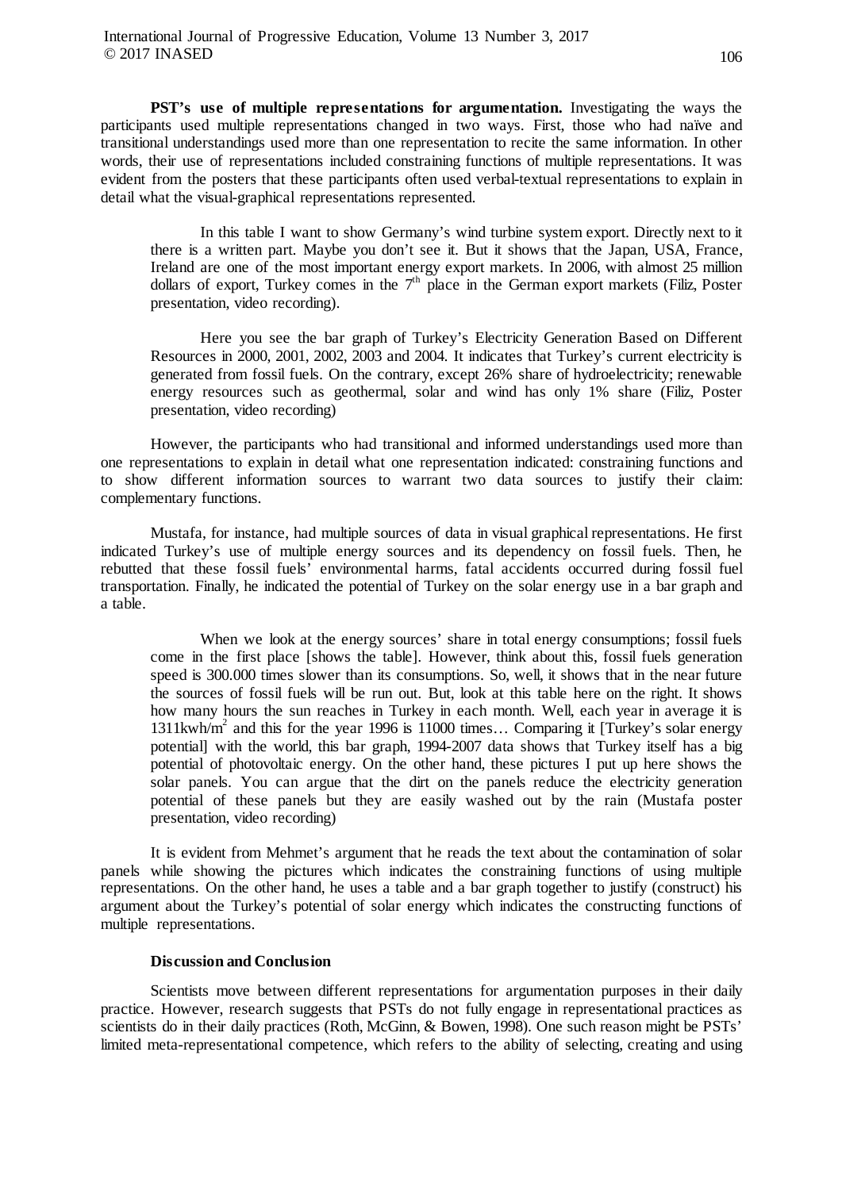**PST's use of multiple representations for argumentation.** Investigating the ways the participants used multiple representations changed in two ways. First, those who had naïve and transitional understandings used more than one representation to recite the same information. In other words, their use of representations included constraining functions of multiple representations. It was evident from the posters that these participants often used verbal-textual representations to explain in detail what the visual-graphical representations represented.

> In this table I want to show Germany's wind turbine system export. Directly next to it there is a written part. Maybe you don't see it. But it shows that the Japan, USA, France, Ireland are one of the most important energy export markets. In 2006, with almost 25 million dollars of export, Turkey comes in the 7th place in the German export markets (Filiz, Poster presentation, video recording).

> Here you see the bar graph of Turkey's Electricity Generation Based on Different Resources in 2000, 2001, 2002, 2003 and 2004. It indicates that Turkey's current electricity is generated from fossil fuels. On the contrary, except 26% share of hydroelectricity; renewable energy resources such as geothermal, solar and wind has only 1% share (Filiz, Poster presentation, video recording)

However, the participants who had transitional and informed understandings used more than one representations to explain in detail what one representation indicated: constraining functions and to show different information sources to warrant two data sources to justify their claim: complementary functions.

Mustafa, for instance, had multiple sources of data in visual graphical representations. He first indicated Turkey's use of multiple energy sources and its dependency on fossil fuels. Then, he rebutted that these fossil fuels' environmental harms, fatal accidents occurred during fossil fuel transportation. Finally, he indicated the potential of Turkey on the solar energy use in a bar graph and a table.

> When we look at the energy sources' share in total energy consumptions; fossil fuels come in the first place [shows the table]. However, think about this, fossil fuels generation speed is 300.000 times slower than its consumptions. So, well, it shows that in the near future the sources of fossil fuels will be run out. But, look at this table here on the right. It shows how many hours the sun reaches in Turkey in each month. Well, each year in average it is 1311kwh/m$^2$ and this for the year 1996 is 11000 times… Comparing it [Turkey's solar energy potential] with the world, this bar graph, 1994-2007 data shows that Turkey itself has a big potential of photovoltaic energy. On the other hand, these pictures I put up here shows the solar panels. You can argue that the dirt on the panels reduce the electricity generation potential of these panels but they are easily washed out by the rain (Mustafa poster presentation, video recording)

It is evident from Mehmet's argument that he reads the text about the contamination of solar panels while showing the pictures which indicates the constraining functions of using multiple representations. On the other hand, he uses a table and a bar graph together to justify (construct) his argument about the Turkey's potential of solar energy which indicates the constructing functions of multiple representations.

### Discussion and Conclusion

Scientists move between different representations for argumentation purposes in their daily practice. However, research suggests that PSTs do not fully engage in representational practices as scientists do in their daily practices (Roth, McGinn, & Bowen, 1998). One such reason might be PSTs' limited meta-representational competence, which refers to the ability of selecting, creating and using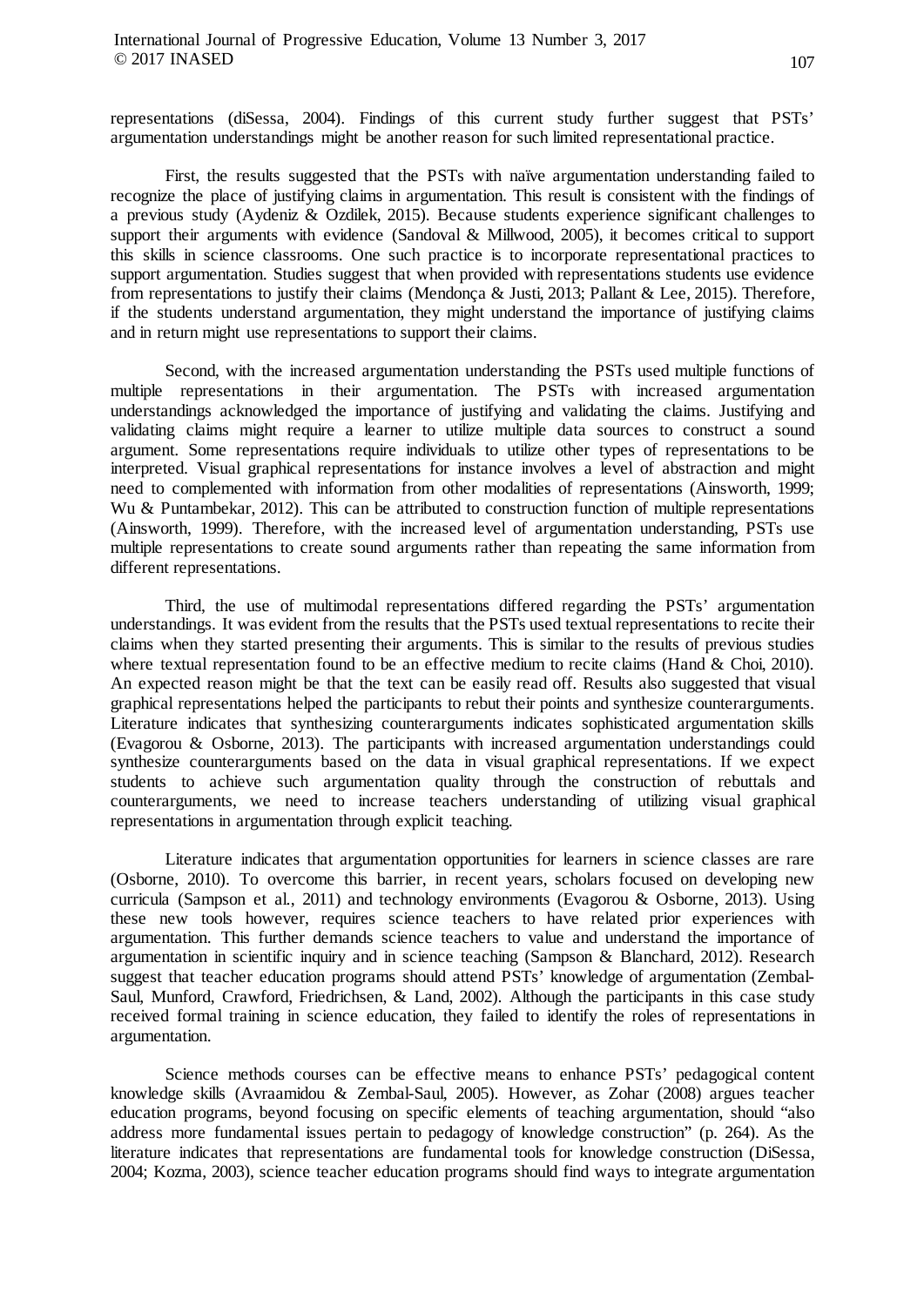representations (diSessa, 2004). Findings of this current study further suggest that PSTs' argumentation understandings might be another reason for such limited representational practice.

First, the results suggested that the PSTs with naïve argumentation understanding failed to recognize the place of justifying claims in argumentation. This result is consistent with the findings of a previous study (Aydeniz & Ozdilek, 2015). Because students experience significant challenges to support their arguments with evidence (Sandoval & Millwood, 2005), it becomes critical to support this skills in science classrooms. One such practice is to incorporate representational practices to support argumentation. Studies suggest that when provided with representations students use evidence from representations to justify their claims (Mendonça & Justi, 2013; Pallant & Lee, 2015). Therefore, if the students understand argumentation, they might understand the importance of justifying claims and in return might use representations to support their claims.

Second, with the increased argumentation understanding the PSTs used multiple functions of multiple representations in their argumentation. The PSTs with increased argumentation understandings acknowledged the importance of justifying and validating the claims. Justifying and validating claims might require a learner to utilize multiple data sources to construct a sound argument. Some representations require individuals to utilize other types of representations to be interpreted. Visual graphical representations for instance involves a level of abstraction and might need to complemented with information from other modalities of representations (Ainsworth, 1999; Wu & Puntambekar, 2012). This can be attributed to construction function of multiple representations (Ainsworth, 1999). Therefore, with the increased level of argumentation understanding, PSTs use multiple representations to create sound arguments rather than repeating the same information from different representations.

Third, the use of multimodal representations differed regarding the PSTs' argumentation understandings. It was evident from the results that the PSTs used textual representations to recite their claims when they started presenting their arguments. This is similar to the results of previous studies where textual representation found to be an effective medium to recite claims (Hand & Choi, 2010). An expected reason might be that the text can be easily read off. Results also suggested that visual graphical representations helped the participants to rebut their points and synthesize counterarguments. Literature indicates that synthesizing counterarguments indicates sophisticated argumentation skills (Evagorou & Osborne, 2013). The participants with increased argumentation understandings could synthesize counterarguments based on the data in visual graphical representations. If we expect students to achieve such argumentation quality through the construction of rebuttals and counterarguments, we need to increase teachers understanding of utilizing visual graphical representations in argumentation through explicit teaching.

Literature indicates that argumentation opportunities for learners in science classes are rare (Osborne, 2010). To overcome this barrier, in recent years, scholars focused on developing new curricula (Sampson et al., 2011) and technology environments (Evagorou & Osborne, 2013). Using these new tools however, requires science teachers to have related prior experiences with argumentation. This further demands science teachers to value and understand the importance of argumentation in scientific inquiry and in science teaching (Sampson & Blanchard, 2012). Research suggest that teacher education programs should attend PSTs' knowledge of argumentation (Zembal-Saul, Munford, Crawford, Friedrichsen, & Land, 2002). Although the participants in this case study received formal training in science education, they failed to identify the roles of representations in argumentation.

Science methods courses can be effective means to enhance PSTs' pedagogical content knowledge skills (Avraamidou & Zembal-Saul, 2005). However, as Zohar (2008) argues teacher education programs, beyond focusing on specific elements of teaching argumentation, should "also address more fundamental issues pertain to pedagogy of knowledge construction" (p. 264). As the literature indicates that representations are fundamental tools for knowledge construction (DiSessa, 2004; Kozma, 2003), science teacher education programs should find ways to integrate argumentation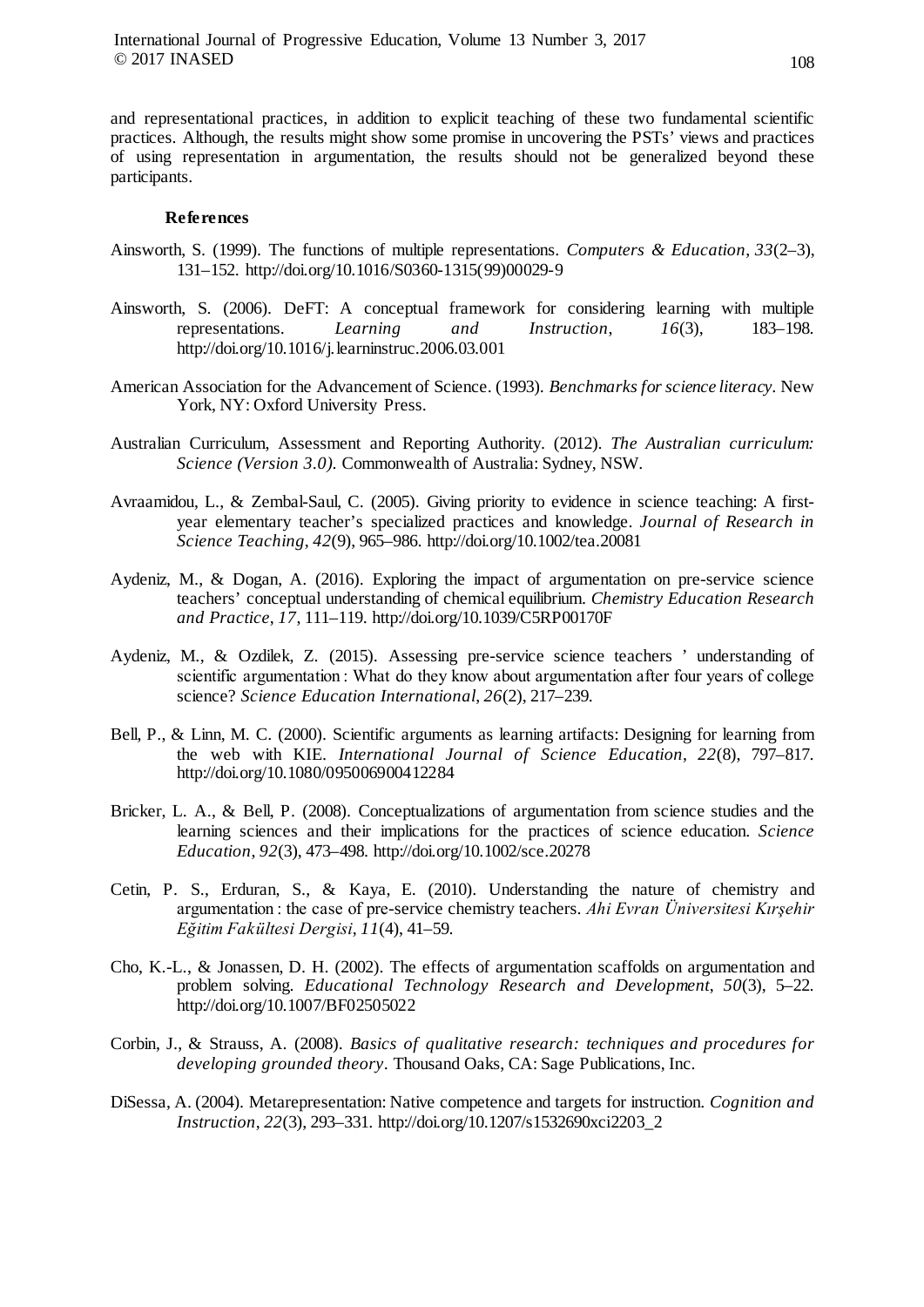and representational practices, in addition to explicit teaching of these two fundamental scientific practices. Although, the results might show some promise in uncovering the PSTs' views and practices of using representation in argumentation, the results should not be generalized beyond these participants.

## References

Ainsworth, S. (1999). The functions of multiple representations. *Computers & Education*, *33*(2–3), 131–152. http://doi.org/10.1016/S0360-1315(99)00029-9

Ainsworth, S. (2006). DeFT: A conceptual framework for considering learning with multiple representations. *Learning and Instruction*, *16*(3), 183–198. http://doi.org/10.1016/j.learninstruc.2006.03.001

American Association for the Advancement of Science. (1993). *Benchmarks for science literacy*. New York, NY: Oxford University Press.

Australian Curriculum, Assessment and Reporting Authority. (2012). *The Australian curriculum: Science (Version 3.0).* Commonwealth of Australia: Sydney, NSW.

Avraamidou, L., & Zembal-Saul, C. (2005). Giving priority to evidence in science teaching: A first-year elementary teacher's specialized practices and knowledge. *Journal of Research in Science Teaching*, *42*(9), 965–986. http://doi.org/10.1002/tea.20081

Aydeniz, M., & Dogan, A. (2016). Exploring the impact of argumentation on pre-service science teachers' conceptual understanding of chemical equilibrium. *Chemistry Education Research and Practice*, *17*, 111–119. http://doi.org/10.1039/C5RP00170F

Aydeniz, M., & Ozdilek, Z. (2015). Assessing pre-service science teachers ' understanding of scientific argumentation : What do they know about argumentation after four years of college science? *Science Education International*, *26*(2), 217–239.

Bell, P., & Linn, M. C. (2000). Scientific arguments as learning artifacts: Designing for learning from the web with KIE. *International Journal of Science Education*, *22*(8), 797–817. http://doi.org/10.1080/095006900412284

Bricker, L. A., & Bell, P. (2008). Conceptualizations of argumentation from science studies and the learning sciences and their implications for the practices of science education. *Science Education*, *92*(3), 473–498. http://doi.org/10.1002/sce.20278

Cetin, P. S., Erduran, S., & Kaya, E. (2010). Understanding the nature of chemistry and argumentation : the case of pre-service chemistry teachers. *Ahi Evran Üniversitesi Kırşehir Eğitim Fakültesi Dergisi*, *11*(4), 41–59.

Cho, K.-L., & Jonassen, D. H. (2002). The effects of argumentation scaffolds on argumentation and problem solving. *Educational Technology Research and Development*, *50*(3), 5–22. http://doi.org/10.1007/BF02505022

Corbin, J., & Strauss, A. (2008). *Basics of qualitative research: techniques and procedures for developing grounded theory*. Thousand Oaks, CA: Sage Publications, Inc.

DiSessa, A. (2004). Metarepresentation: Native competence and targets for instruction. *Cognition and Instruction*, *22*(3), 293–331. http://doi.org/10.1207/s1532690xci2203_2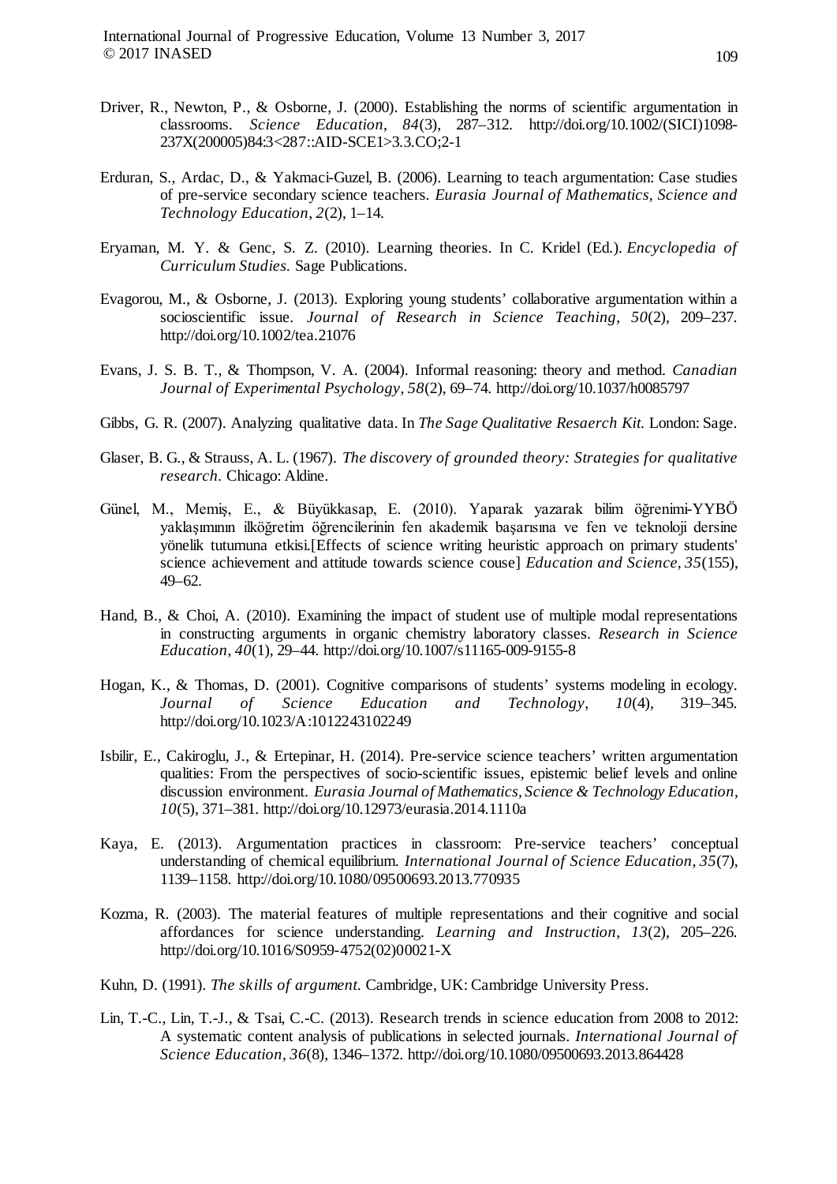Driver, R., Newton, P., & Osborne, J. (2000). Establishing the norms of scientific argumentation in classrooms. *Science Education*, *84*(3), 287–312. http://doi.org/10.1002/(SICI)1098-237X(200005)84:3<287::AID-SCE1>3.3.CO;2-1

Erduran, S., Ardac, D., & Yakmaci-Guzel, B. (2006). Learning to teach argumentation: Case studies of pre-service secondary science teachers. *Eurasia Journal of Mathematics, Science and Technology Education*, *2*(2), 1–14.

Eryaman, M. Y. & Genc, S. Z. (2010). Learning theories. In C. Kridel (Ed.). *Encyclopedia of Curriculum Studies.* Sage Publications.

Evagorou, M., & Osborne, J. (2013). Exploring young students' collaborative argumentation within a socioscientific issue. *Journal of Research in Science Teaching*, *50*(2), 209–237. http://doi.org/10.1002/tea.21076

Evans, J. S. B. T., & Thompson, V. A. (2004). Informal reasoning: theory and method. *Canadian Journal of Experimental Psychology*, *58*(2), 69–74. http://doi.org/10.1037/h0085797

Gibbs, G. R. (2007). Analyzing qualitative data. In *The Sage Qualitative Resaerch Kit.* London: Sage.

Glaser, B. G., & Strauss, A. L. (1967). *The discovery of grounded theory: Strategies for qualitative research.* Chicago: Aldine.

Günel, M., Memiş, E., & Büyükkasap, E. (2010). Yaparak yazarak bilim öğrenimi-YYBÖ yaklaşımının ilköğretim öğrencilerinin fen akademik başarısına ve fen ve teknoloji dersine yönelik tutumuna etkisi.[Effects of science writing heuristic approach on primary students' science achievement and attitude towards science couse] *Education and Science*, *35*(155), 49–62.

Hand, B., & Choi, A. (2010). Examining the impact of student use of multiple modal representations in constructing arguments in organic chemistry laboratory classes. *Research in Science Education*, *40*(1), 29–44. http://doi.org/10.1007/s11165-009-9155-8

Hogan, K., & Thomas, D. (2001). Cognitive comparisons of students' systems modeling in ecology. *Journal of Science Education and Technology*, *10*(4), 319–345. http://doi.org/10.1023/A:1012243102249

Isbilir, E., Cakiroglu, J., & Ertepinar, H. (2014). Pre-service science teachers' written argumentation qualities: From the perspectives of socio-scientific issues, epistemic belief levels and online discussion environment. *Eurasia Journal of Mathematics, Science & Technology Education*, *10*(5), 371–381. http://doi.org/10.12973/eurasia.2014.1110a

Kaya, E. (2013). Argumentation practices in classroom: Pre-service teachers' conceptual understanding of chemical equilibrium. *International Journal of Science Education*, *35*(7), 1139–1158. http://doi.org/10.1080/09500693.2013.770935

Kozma, R. (2003). The material features of multiple representations and their cognitive and social affordances for science understanding. *Learning and Instruction*, *13*(2), 205–226. http://doi.org/10.1016/S0959-4752(02)00021-X

Kuhn, D. (1991). *The skills of argument.* Cambridge, UK: Cambridge University Press.

Lin, T.-C., Lin, T.-J., & Tsai, C.-C. (2013). Research trends in science education from 2008 to 2012: A systematic content analysis of publications in selected journals. *International Journal of Science Education*, *36*(8), 1346–1372. http://doi.org/10.1080/09500693.2013.864428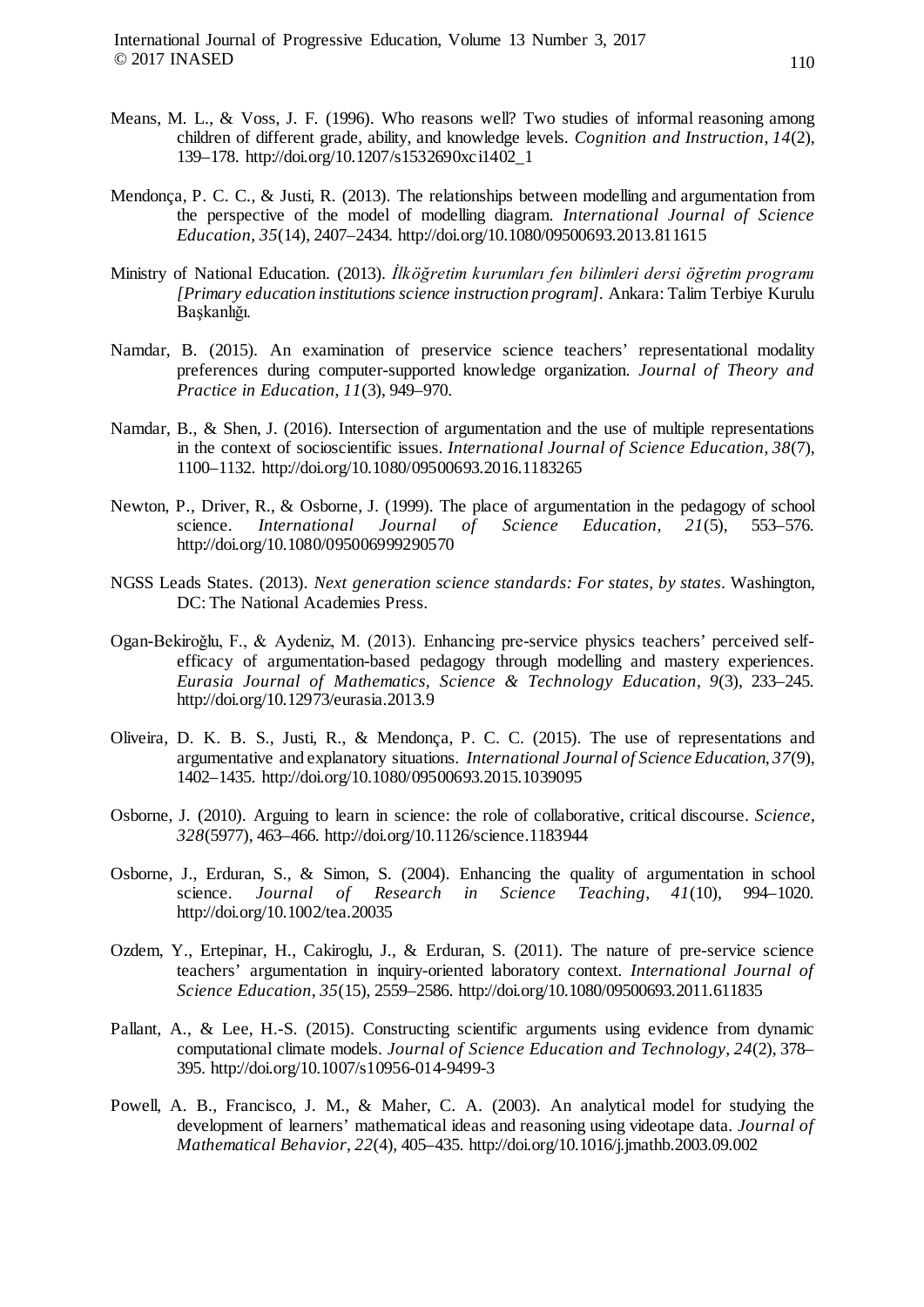Means, M. L., & Voss, J. F. (1996). Who reasons well? Two studies of informal reasoning among children of different grade, ability, and knowledge levels. *Cognition and Instruction*, *14*(2), 139–178. http://doi.org/10.1207/s1532690xci1402_1

Mendonça, P. C. C., & Justi, R. (2013). The relationships between modelling and argumentation from the perspective of the model of modelling diagram. *International Journal of Science Education*, *35*(14), 2407–2434. http://doi.org/10.1080/09500693.2013.811615

Ministry of National Education. (2013). *İlköğretim kurumları fen bilimleri dersi öğretim programı [Primary education institutions science instruction program]*. Ankara: Talim Terbiye Kurulu Başkanlığı.

Namdar, B. (2015). An examination of preservice science teachers' representational modality preferences during computer-supported knowledge organization. *Journal of Theory and Practice in Education*, *11*(3), 949–970.

Namdar, B., & Shen, J. (2016). Intersection of argumentation and the use of multiple representations in the context of socioscientific issues. *International Journal of Science Education*, *38*(7), 1100–1132. http://doi.org/10.1080/09500693.2016.1183265

Newton, P., Driver, R., & Osborne, J. (1999). The place of argumentation in the pedagogy of school science. *International Journal of Science Education*, *21*(5), 553–576. http://doi.org/10.1080/095006999290570

NGSS Leads States. (2013). *Next generation science standards: For states, by states*. Washington, DC: The National Academies Press.

Ogan-Bekiroğlu, F., & Aydeniz, M. (2013). Enhancing pre-service physics teachers' perceived self-efficacy of argumentation-based pedagogy through modelling and mastery experiences. *Eurasia Journal of Mathematics, Science & Technology Education*, *9*(3), 233–245. http://doi.org/10.12973/eurasia.2013.9

Oliveira, D. K. B. S., Justi, R., & Mendonça, P. C. C. (2015). The use of representations and argumentative and explanatory situations. *International Journal of Science Education*, *37*(9), 1402–1435. http://doi.org/10.1080/09500693.2015.1039095

Osborne, J. (2010). Arguing to learn in science: the role of collaborative, critical discourse. *Science*, *328*(5977), 463–466. http://doi.org/10.1126/science.1183944

Osborne, J., Erduran, S., & Simon, S. (2004). Enhancing the quality of argumentation in school science. *Journal of Research in Science Teaching*, *41*(10), 994–1020. http://doi.org/10.1002/tea.20035

Ozdem, Y., Ertepinar, H., Cakiroglu, J., & Erduran, S. (2011). The nature of pre-service science teachers' argumentation in inquiry-oriented laboratory context. *International Journal of Science Education*, *35*(15), 2559–2586. http://doi.org/10.1080/09500693.2011.611835

Pallant, A., & Lee, H.-S. (2015). Constructing scientific arguments using evidence from dynamic computational climate models. *Journal of Science Education and Technology*, *24*(2), 378–395. http://doi.org/10.1007/s10956-014-9499-3

Powell, A. B., Francisco, J. M., & Maher, C. A. (2003). An analytical model for studying the development of learners' mathematical ideas and reasoning using videotape data. *Journal of Mathematical Behavior*, *22*(4), 405–435. http://doi.org/10.1016/j.jmathb.2003.09.002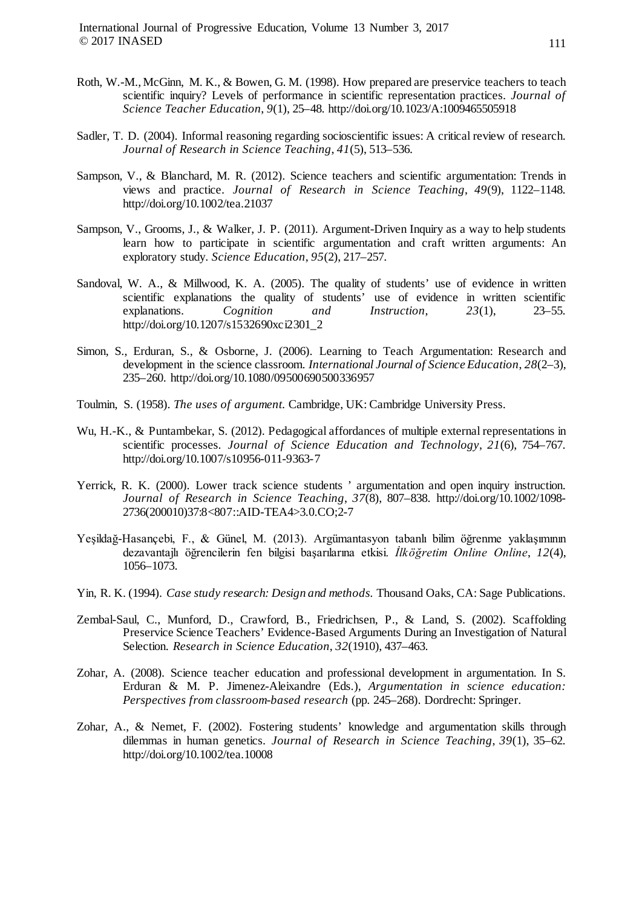Roth, W.-M., McGinn, M. K., & Bowen, G. M. (1998). How prepared are preservice teachers to teach scientific inquiry? Levels of performance in scientific representation practices. *Journal of Science Teacher Education*, *9*(1), 25–48. http://doi.org/10.1023/A:1009465505918

Sadler, T. D. (2004). Informal reasoning regarding socioscientific issues: A critical review of research. *Journal of Research in Science Teaching*, *41*(5), 513–536.

Sampson, V., & Blanchard, M. R. (2012). Science teachers and scientific argumentation: Trends in views and practice. *Journal of Research in Science Teaching*, *49*(9), 1122–1148. http://doi.org/10.1002/tea.21037

Sampson, V., Grooms, J., & Walker, J. P. (2011). Argument-Driven Inquiry as a way to help students learn how to participate in scientific argumentation and craft written arguments: An exploratory study. *Science Education*, *95*(2), 217–257.

Sandoval, W. A., & Millwood, K. A. (2005). The quality of students' use of evidence in written scientific explanations the quality of students' use of evidence in written scientific explanations. *Cognition and Instruction*, *23*(1), 23–55. http://doi.org/10.1207/s1532690xci2301_2

Simon, S., Erduran, S., & Osborne, J. (2006). Learning to Teach Argumentation: Research and development in the science classroom. *International Journal of Science Education*, *28*(2–3), 235–260. http://doi.org/10.1080/09500690500336957

Toulmin, S. (1958). *The uses of argument*. Cambridge, UK: Cambridge University Press.

Wu, H.-K., & Puntambekar, S. (2012). Pedagogical affordances of multiple external representations in scientific processes. *Journal of Science Education and Technology*, *21*(6), 754–767. http://doi.org/10.1007/s10956-011-9363-7

Yerrick, R. K. (2000). Lower track science students ' argumentation and open inquiry instruction. *Journal of Research in Science Teaching*, *37*(8), 807–838. http://doi.org/10.1002/1098-2736(200010)37:8<807::AID-TEA4>3.0.CO;2-7

Yeşildağ-Hasançebi, F., & Günel, M. (2013). Argümantasyon tabanlı bilim öğrenme yaklaşımının dezavantajlı öğrencilerin fen bilgisi başarılarına etkisi. *İlköğretim Online Online*, *12*(4), 1056–1073.

Yin, R. K. (1994). *Case study research: Design and methods*. Thousand Oaks, CA: Sage Publications.

Zembal-Saul, C., Munford, D., Crawford, B., Friedrichsen, P., & Land, S. (2002). Scaffolding Preservice Science Teachers' Evidence-Based Arguments During an Investigation of Natural Selection. *Research in Science Education*, *32*(1910), 437–463.

Zohar, A. (2008). Science teacher education and professional development in argumentation. In S. Erduran & M. P. Jimenez-Aleixandre (Eds.), *Argumentation in science education: Perspectives from classroom-based research* (pp. 245–268). Dordrecht: Springer.

Zohar, A., & Nemet, F. (2002). Fostering students' knowledge and argumentation skills through dilemmas in human genetics. *Journal of Research in Science Teaching*, *39*(1), 35–62. http://doi.org/10.1002/tea.10008